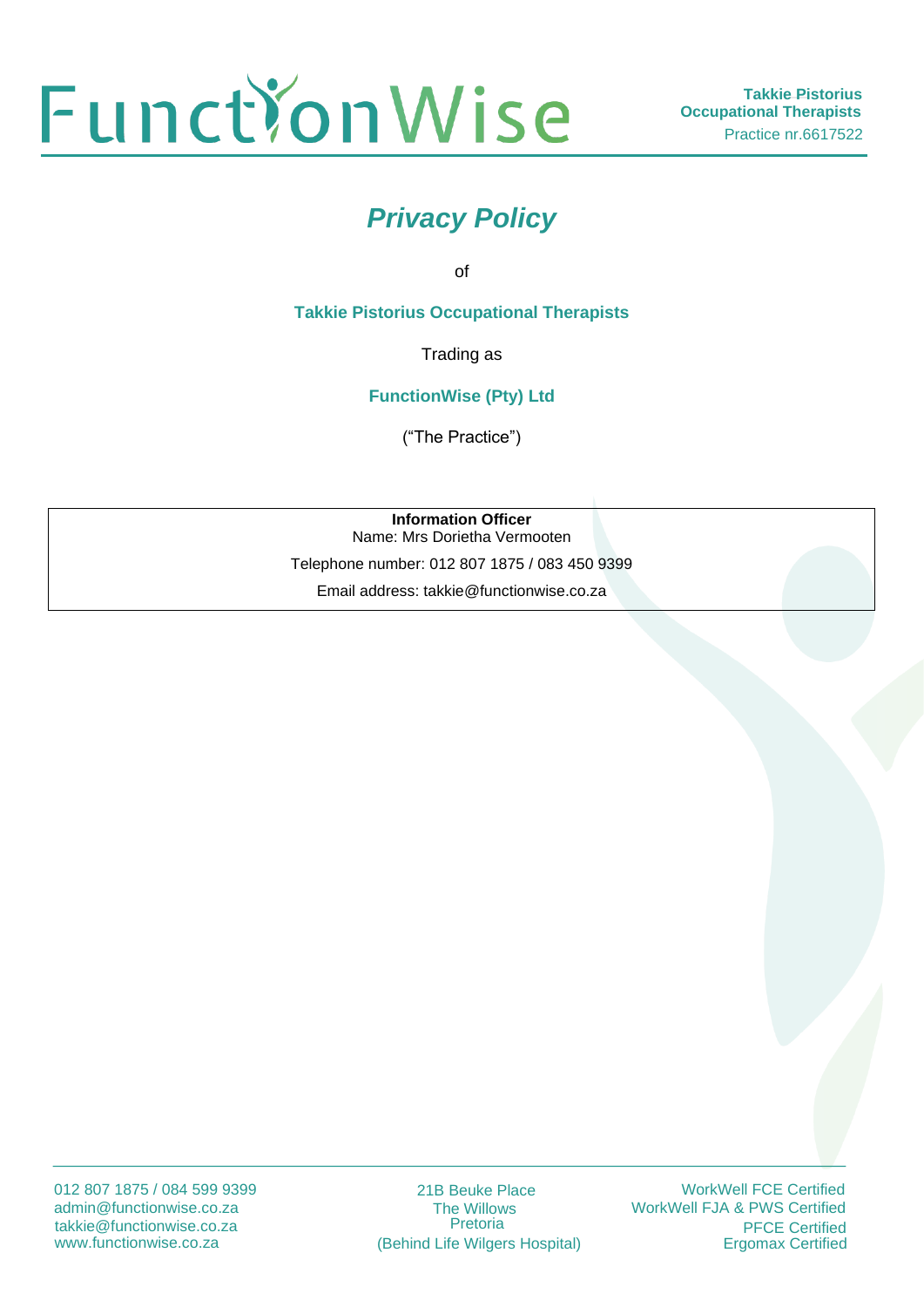# Privacy Policy

of

**Takkie Pistorius Occupational Therapists**

Trading as

**FunctionWise (Pty) Ltd**

("The Practice")

| **Information Officer** |
|---|
| Name: Mrs Dorietha Vermooten |
| Telephone number: 012 807 1875 / 083 450 9399 |
| Email address: takkie@functionwise.co.za |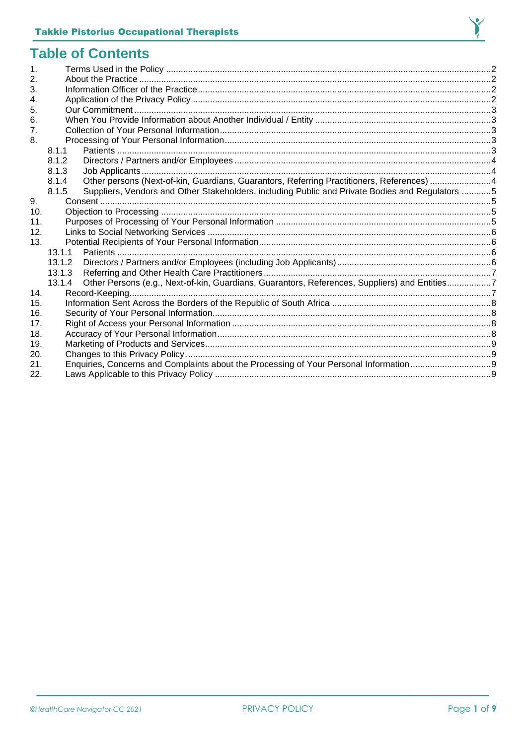# Table of Contents

1. Terms Used in the Policy ........ 2
2. About the Practice ........ 2
3. Information Officer of the Practice ........ 2
4. Application of the Privacy Policy ........ 2
5. Our Commitment ........ 3
6. When You Provide Information about Another Individual / Entity ........ 3
7. Collection of Your Personal Information ........ 3
8. Processing of Your Personal Information ........ 3
   - 8.1.1 Patients ........ 3
   - 8.1.2 Directors / Partners and/or Employees ........ 4
   - 8.1.3 Job Applicants ........ 4
   - 8.1.4 Other persons (Next-of-kin, Guardians, Guarantors, Referring Practitioners, References) ........ 4
   - 8.1.5 Suppliers, Vendors and Other Stakeholders, including Public and Private Bodies and Regulators ........ 5
9. Consent ........ 5
10. Objection to Processing ........ 5
11. Purposes of Processing of Your Personal Information ........ 5
12. Links to Social Networking Services ........ 6
13. Potential Recipients of Your Personal Information ........ 6
    - 13.1.1 Patients ........ 6
    - 13.1.2 Directors / Partners and/or Employees (including Job Applicants) ........ 6
    - 13.1.3 Referring and Other Health Care Practitioners ........ 7
    - 13.1.4 Other Persons (e.g., Next-of-kin, Guardians, Guarantors, References, Suppliers) and Entities ........ 7
14. Record-Keeping ........ 7
15. Information Sent Across the Borders of the Republic of South Africa ........ 8
16. Security of Your Personal Information ........ 8
17. Right of Access your Personal Information ........ 8
18. Accuracy of Your Personal Information ........ 8
19. Marketing of Products and Services ........ 9
20. Changes to this Privacy Policy ........ 9
21. Enquiries, Concerns and Complaints about the Processing of Your Personal Information ........ 9
22. Laws Applicable to this Privacy Policy ........ 9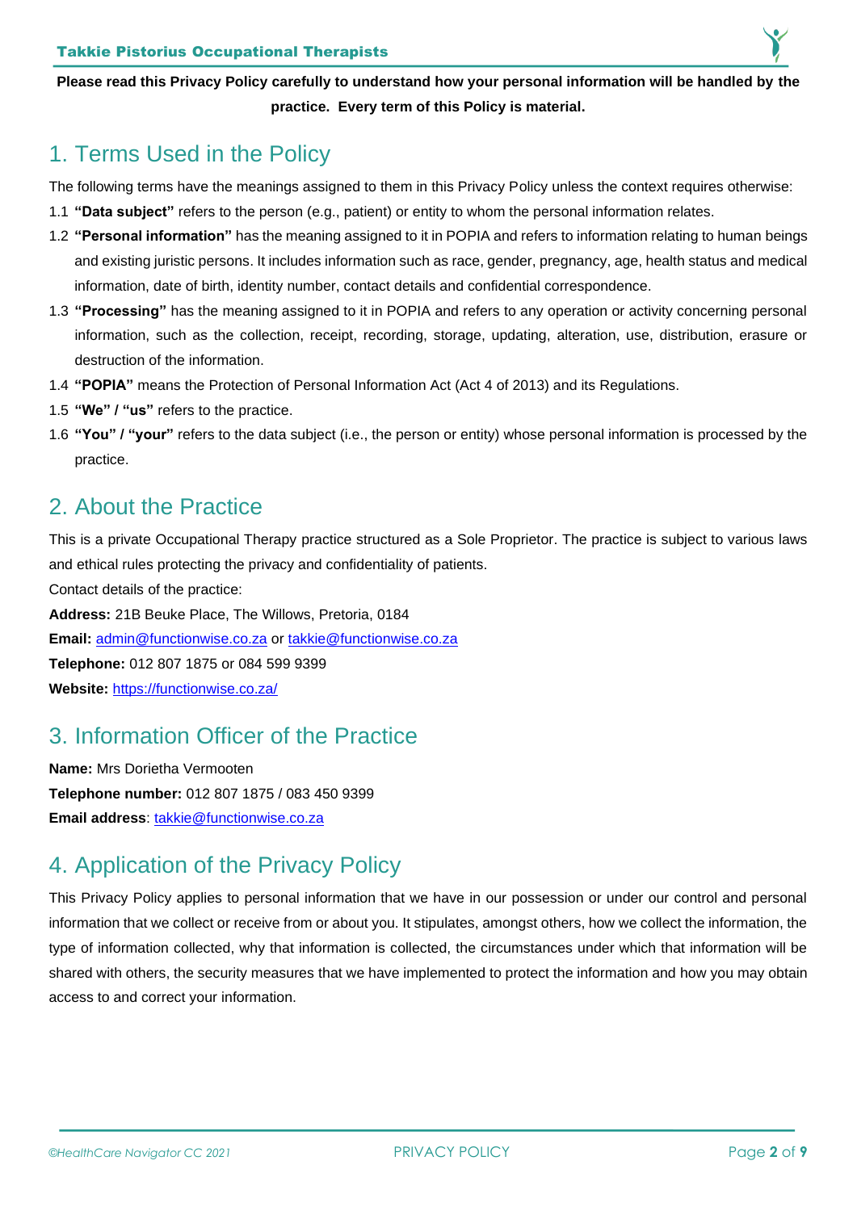**Please read this Privacy Policy carefully to understand how your personal information will be handled by the practice. Every term of this Policy is material.**

## 1. Terms Used in the Policy

The following terms have the meanings assigned to them in this Privacy Policy unless the context requires otherwise:

1.1 **"Data subject"** refers to the person (e.g., patient) or entity to whom the personal information relates.

1.2 **"Personal information"** has the meaning assigned to it in POPIA and refers to information relating to human beings and existing juristic persons. It includes information such as race, gender, pregnancy, age, health status and medical information, date of birth, identity number, contact details and confidential correspondence.

1.3 **"Processing"** has the meaning assigned to it in POPIA and refers to any operation or activity concerning personal information, such as the collection, receipt, recording, storage, updating, alteration, use, distribution, erasure or destruction of the information.

1.4 **"POPIA"** means the Protection of Personal Information Act (Act 4 of 2013) and its Regulations.

1.5 **"We" / "us"** refers to the practice.

1.6 **"You" / "your"** refers to the data subject (i.e., the person or entity) whose personal information is processed by the practice.

## 2. About the Practice

This is a private Occupational Therapy practice structured as a Sole Proprietor. The practice is subject to various laws and ethical rules protecting the privacy and confidentiality of patients.

Contact details of the practice:

**Address:** 21B Beuke Place, The Willows, Pretoria, 0184

**Email:** admin@functionwise.co.za or takkie@functionwise.co.za

**Telephone:** 012 807 1875 or 084 599 9399

**Website:** https://functionwise.co.za/

## 3. Information Officer of the Practice

**Name:** Mrs Dorietha Vermooten

**Telephone number:** 012 807 1875 / 083 450 9399

**Email address**: takkie@functionwise.co.za

## 4. Application of the Privacy Policy

This Privacy Policy applies to personal information that we have in our possession or under our control and personal information that we collect or receive from or about you. It stipulates, amongst others, how we collect the information, the type of information collected, why that information is collected, the circumstances under which that information will be shared with others, the security measures that we have implemented to protect the information and how you may obtain access to and correct your information.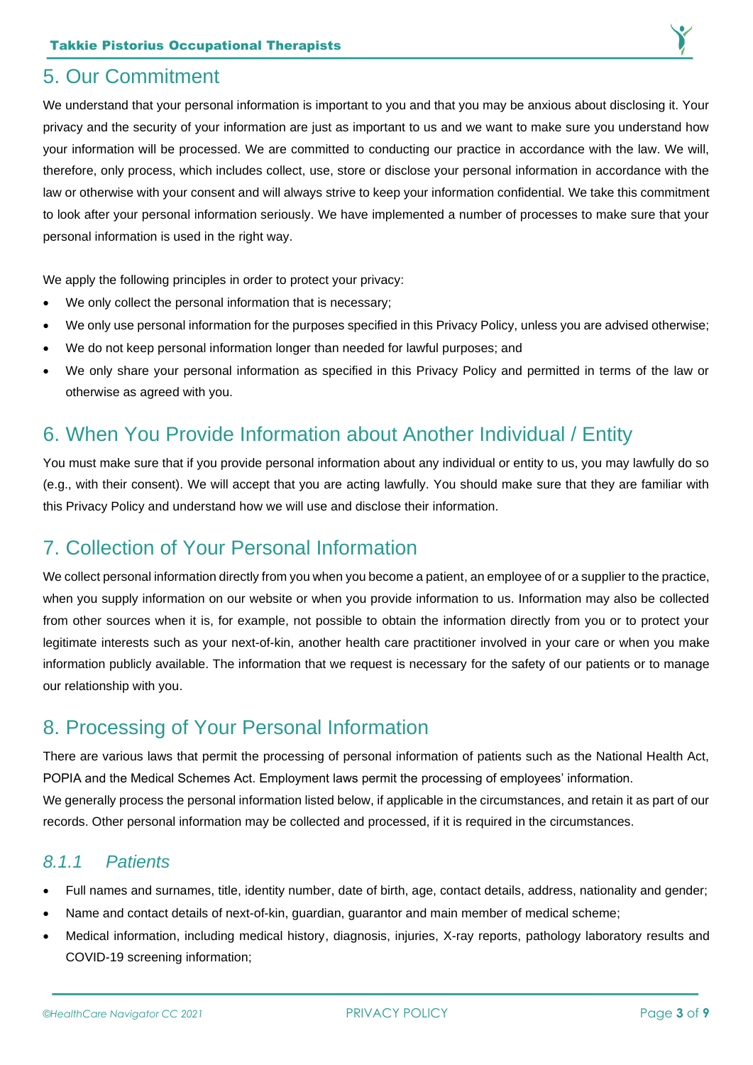## 5. Our Commitment

We understand that your personal information is important to you and that you may be anxious about disclosing it. Your privacy and the security of your information are just as important to us and we want to make sure you understand how your information will be processed. We are committed to conducting our practice in accordance with the law. We will, therefore, only process, which includes collect, use, store or disclose your personal information in accordance with the law or otherwise with your consent and will always strive to keep your information confidential. We take this commitment to look after your personal information seriously. We have implemented a number of processes to make sure that your personal information is used in the right way.

We apply the following principles in order to protect your privacy:

- We only collect the personal information that is necessary;
- We only use personal information for the purposes specified in this Privacy Policy, unless you are advised otherwise;
- We do not keep personal information longer than needed for lawful purposes; and
- We only share your personal information as specified in this Privacy Policy and permitted in terms of the law or otherwise as agreed with you.

## 6. When You Provide Information about Another Individual / Entity

You must make sure that if you provide personal information about any individual or entity to us, you may lawfully do so (e.g., with their consent). We will accept that you are acting lawfully. You should make sure that they are familiar with this Privacy Policy and understand how we will use and disclose their information.

## 7. Collection of Your Personal Information

We collect personal information directly from you when you become a patient, an employee of or a supplier to the practice, when you supply information on our website or when you provide information to us. Information may also be collected from other sources when it is, for example, not possible to obtain the information directly from you or to protect your legitimate interests such as your next-of-kin, another health care practitioner involved in your care or when you make information publicly available. The information that we request is necessary for the safety of our patients or to manage our relationship with you.

## 8. Processing of Your Personal Information

There are various laws that permit the processing of personal information of patients such as the National Health Act, POPIA and the Medical Schemes Act. Employment laws permit the processing of employees' information.
We generally process the personal information listed below, if applicable in the circumstances, and retain it as part of our records. Other personal information may be collected and processed, if it is required in the circumstances.

### *8.1.1 Patients*

- Full names and surnames, title, identity number, date of birth, age, contact details, address, nationality and gender;
- Name and contact details of next-of-kin, guardian, guarantor and main member of medical scheme;
- Medical information, including medical history, diagnosis, injuries, X-ray reports, pathology laboratory results and COVID-19 screening information;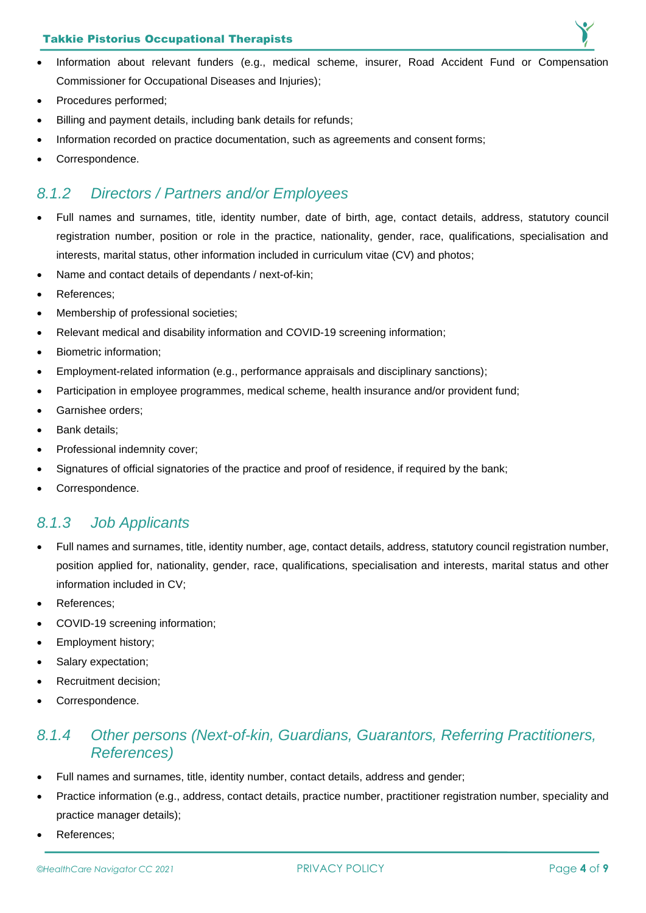- Information about relevant funders (e.g., medical scheme, insurer, Road Accident Fund or Compensation Commissioner for Occupational Diseases and Injuries);
- Procedures performed;
- Billing and payment details, including bank details for refunds;
- Information recorded on practice documentation, such as agreements and consent forms;
- Correspondence.

### *8.1.2 Directors / Partners and/or Employees*

- Full names and surnames, title, identity number, date of birth, age, contact details, address, statutory council registration number, position or role in the practice, nationality, gender, race, qualifications, specialisation and interests, marital status, other information included in curriculum vitae (CV) and photos;
- Name and contact details of dependants / next-of-kin;
- References;
- Membership of professional societies;
- Relevant medical and disability information and COVID-19 screening information;
- Biometric information;
- Employment-related information (e.g., performance appraisals and disciplinary sanctions);
- Participation in employee programmes, medical scheme, health insurance and/or provident fund;
- Garnishee orders;
- Bank details;
- Professional indemnity cover;
- Signatures of official signatories of the practice and proof of residence, if required by the bank;
- Correspondence.

### *8.1.3 Job Applicants*

- Full names and surnames, title, identity number, age, contact details, address, statutory council registration number, position applied for, nationality, gender, race, qualifications, specialisation and interests, marital status and other information included in CV;
- References;
- COVID-19 screening information;
- Employment history;
- Salary expectation;
- Recruitment decision;
- Correspondence.

### *8.1.4 Other persons (Next-of-kin, Guardians, Guarantors, Referring Practitioners, References)*

- Full names and surnames, title, identity number, contact details, address and gender;
- Practice information (e.g., address, contact details, practice number, practitioner registration number, speciality and practice manager details);
- References;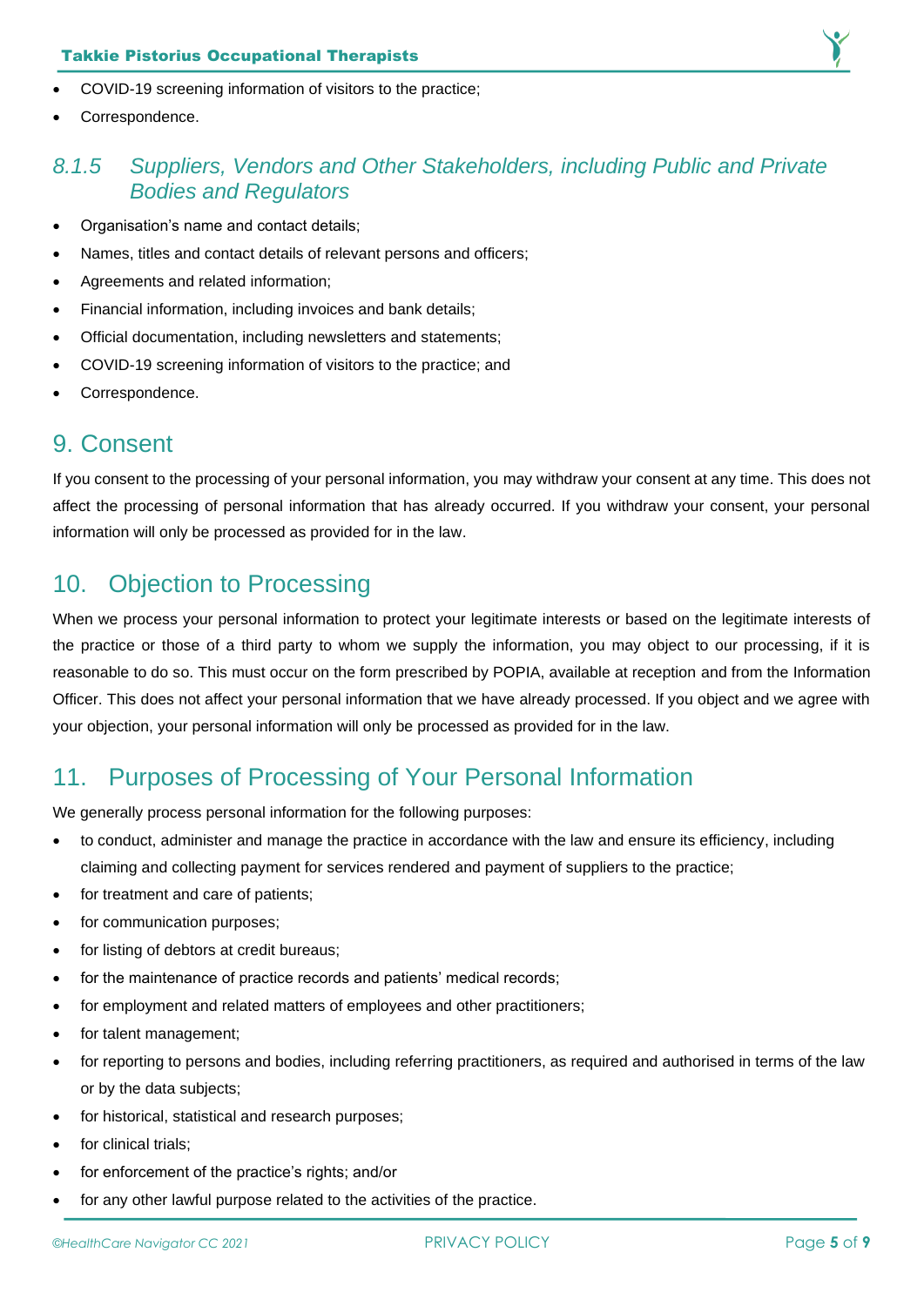- COVID-19 screening information of visitors to the practice;
- Correspondence.

### *8.1.5 Suppliers, Vendors and Other Stakeholders, including Public and Private Bodies and Regulators*

- Organisation's name and contact details;
- Names, titles and contact details of relevant persons and officers;
- Agreements and related information;
- Financial information, including invoices and bank details;
- Official documentation, including newsletters and statements;
- COVID-19 screening information of visitors to the practice; and
- Correspondence.

## 9. Consent

If you consent to the processing of your personal information, you may withdraw your consent at any time. This does not affect the processing of personal information that has already occurred. If you withdraw your consent, your personal information will only be processed as provided for in the law.

## 10. Objection to Processing

When we process your personal information to protect your legitimate interests or based on the legitimate interests of the practice or those of a third party to whom we supply the information, you may object to our processing, if it is reasonable to do so. This must occur on the form prescribed by POPIA, available at reception and from the Information Officer. This does not affect your personal information that we have already processed. If you object and we agree with your objection, your personal information will only be processed as provided for in the law.

## 11. Purposes of Processing of Your Personal Information

We generally process personal information for the following purposes:

- to conduct, administer and manage the practice in accordance with the law and ensure its efficiency, including claiming and collecting payment for services rendered and payment of suppliers to the practice;
- for treatment and care of patients;
- for communication purposes;
- for listing of debtors at credit bureaus;
- for the maintenance of practice records and patients' medical records;
- for employment and related matters of employees and other practitioners;
- for talent management;
- for reporting to persons and bodies, including referring practitioners, as required and authorised in terms of the law or by the data subjects;
- for historical, statistical and research purposes;
- for clinical trials;
- for enforcement of the practice's rights; and/or
- for any other lawful purpose related to the activities of the practice.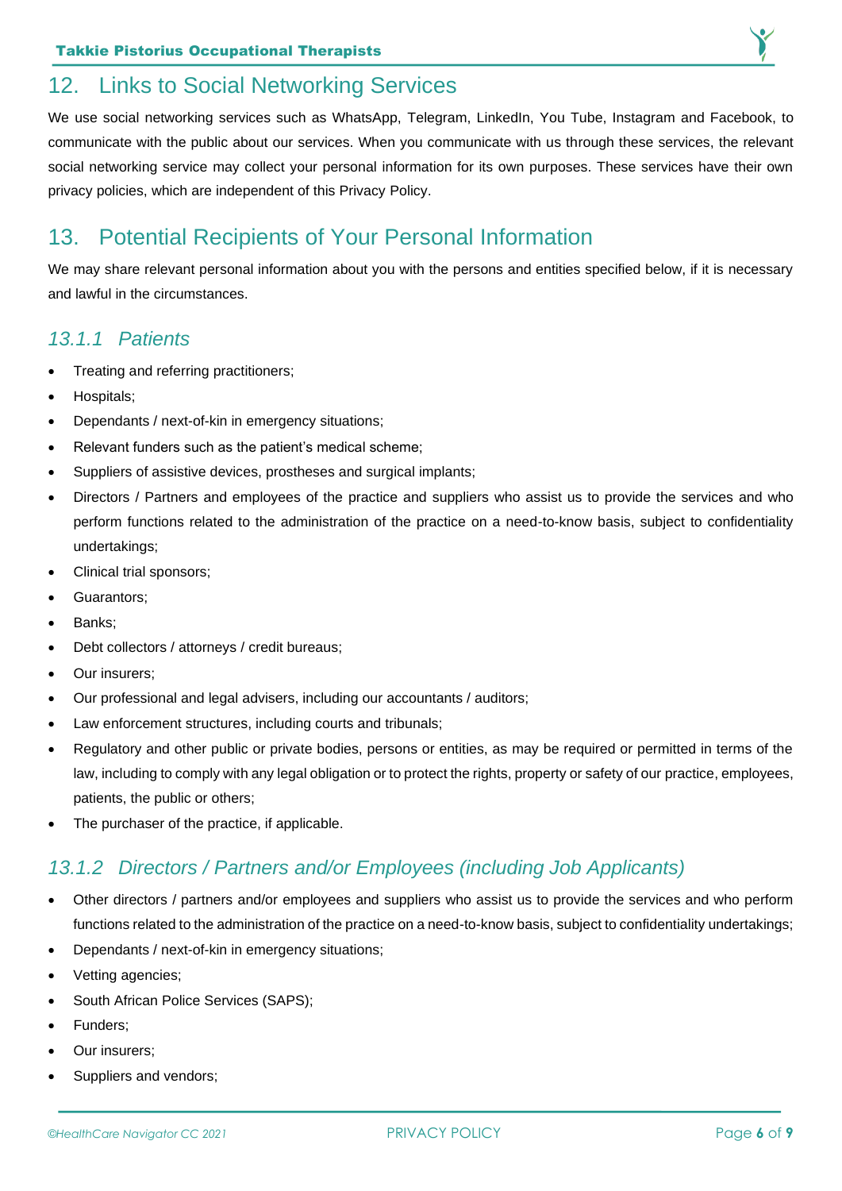## 12. Links to Social Networking Services

We use social networking services such as WhatsApp, Telegram, LinkedIn, You Tube, Instagram and Facebook, to communicate with the public about our services. When you communicate with us through these services, the relevant social networking service may collect your personal information for its own purposes. These services have their own privacy policies, which are independent of this Privacy Policy.

## 13. Potential Recipients of Your Personal Information

We may share relevant personal information about you with the persons and entities specified below, if it is necessary and lawful in the circumstances.

### *13.1.1 Patients*

- Treating and referring practitioners;
- Hospitals;
- Dependants / next-of-kin in emergency situations;
- Relevant funders such as the patient's medical scheme;
- Suppliers of assistive devices, prostheses and surgical implants;
- Directors / Partners and employees of the practice and suppliers who assist us to provide the services and who perform functions related to the administration of the practice on a need-to-know basis, subject to confidentiality undertakings;
- Clinical trial sponsors;
- Guarantors;
- Banks;
- Debt collectors / attorneys / credit bureaus;
- Our insurers;
- Our professional and legal advisers, including our accountants / auditors;
- Law enforcement structures, including courts and tribunals;
- Regulatory and other public or private bodies, persons or entities, as may be required or permitted in terms of the law, including to comply with any legal obligation or to protect the rights, property or safety of our practice, employees, patients, the public or others;
- The purchaser of the practice, if applicable.

### *13.1.2 Directors / Partners and/or Employees (including Job Applicants)*

- Other directors / partners and/or employees and suppliers who assist us to provide the services and who perform functions related to the administration of the practice on a need-to-know basis, subject to confidentiality undertakings;
- Dependants / next-of-kin in emergency situations;
- Vetting agencies;
- South African Police Services (SAPS);
- Funders;
- Our insurers;
- Suppliers and vendors;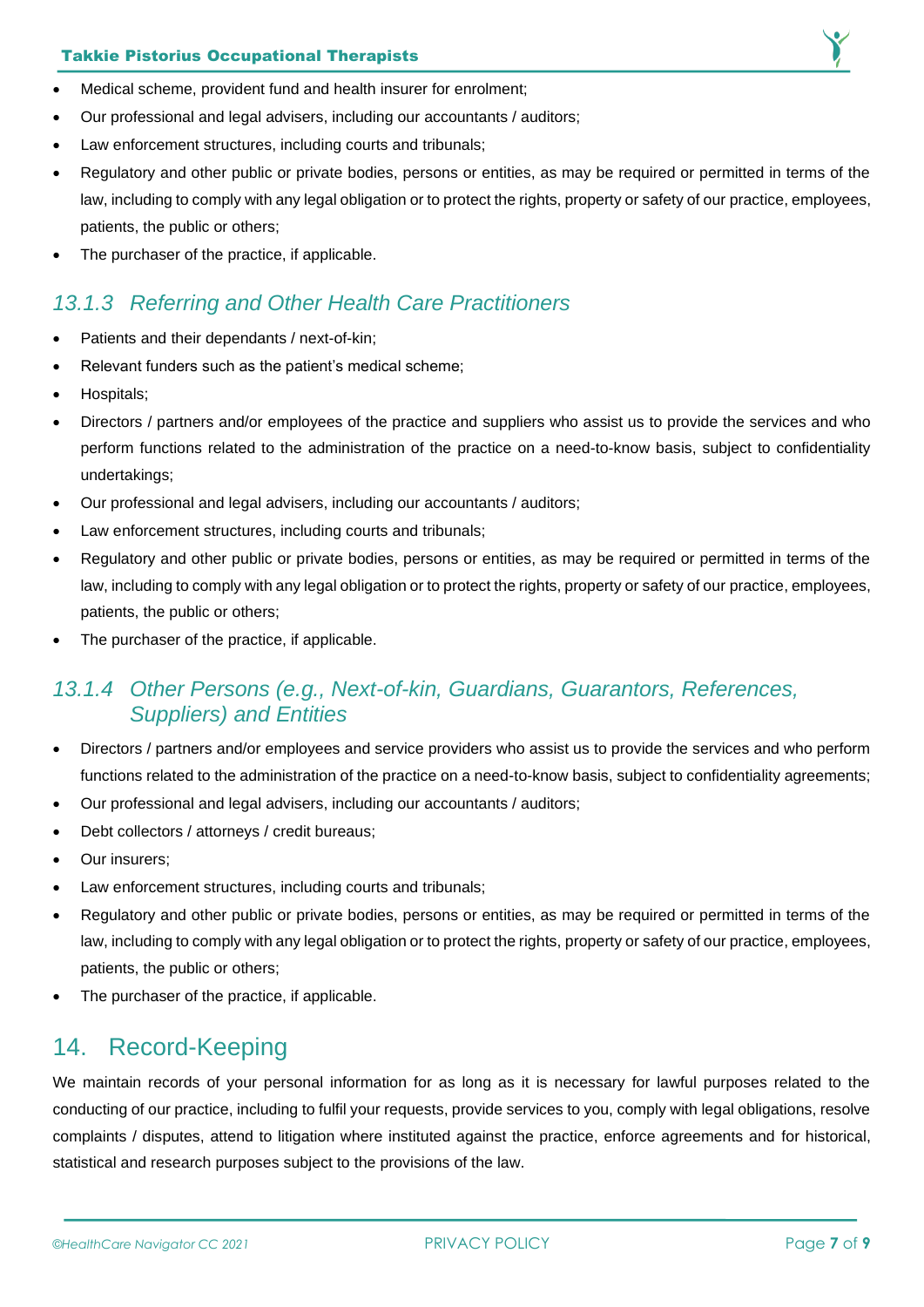- Medical scheme, provident fund and health insurer for enrolment;
- Our professional and legal advisers, including our accountants / auditors;
- Law enforcement structures, including courts and tribunals;
- Regulatory and other public or private bodies, persons or entities, as may be required or permitted in terms of the law, including to comply with any legal obligation or to protect the rights, property or safety of our practice, employees, patients, the public or others;
- The purchaser of the practice, if applicable.

### *13.1.3 Referring and Other Health Care Practitioners*

- Patients and their dependants / next-of-kin;
- Relevant funders such as the patient's medical scheme;
- Hospitals;
- Directors / partners and/or employees of the practice and suppliers who assist us to provide the services and who perform functions related to the administration of the practice on a need-to-know basis, subject to confidentiality undertakings;
- Our professional and legal advisers, including our accountants / auditors;
- Law enforcement structures, including courts and tribunals;
- Regulatory and other public or private bodies, persons or entities, as may be required or permitted in terms of the law, including to comply with any legal obligation or to protect the rights, property or safety of our practice, employees, patients, the public or others;
- The purchaser of the practice, if applicable.

### *13.1.4 Other Persons (e.g., Next-of-kin, Guardians, Guarantors, References, Suppliers) and Entities*

- Directors / partners and/or employees and service providers who assist us to provide the services and who perform functions related to the administration of the practice on a need-to-know basis, subject to confidentiality agreements;
- Our professional and legal advisers, including our accountants / auditors;
- Debt collectors / attorneys / credit bureaus;
- Our insurers;
- Law enforcement structures, including courts and tribunals;
- Regulatory and other public or private bodies, persons or entities, as may be required or permitted in terms of the law, including to comply with any legal obligation or to protect the rights, property or safety of our practice, employees, patients, the public or others;
- The purchaser of the practice, if applicable.

## 14. Record-Keeping

We maintain records of your personal information for as long as it is necessary for lawful purposes related to the conducting of our practice, including to fulfil your requests, provide services to you, comply with legal obligations, resolve complaints / disputes, attend to litigation where instituted against the practice, enforce agreements and for historical, statistical and research purposes subject to the provisions of the law.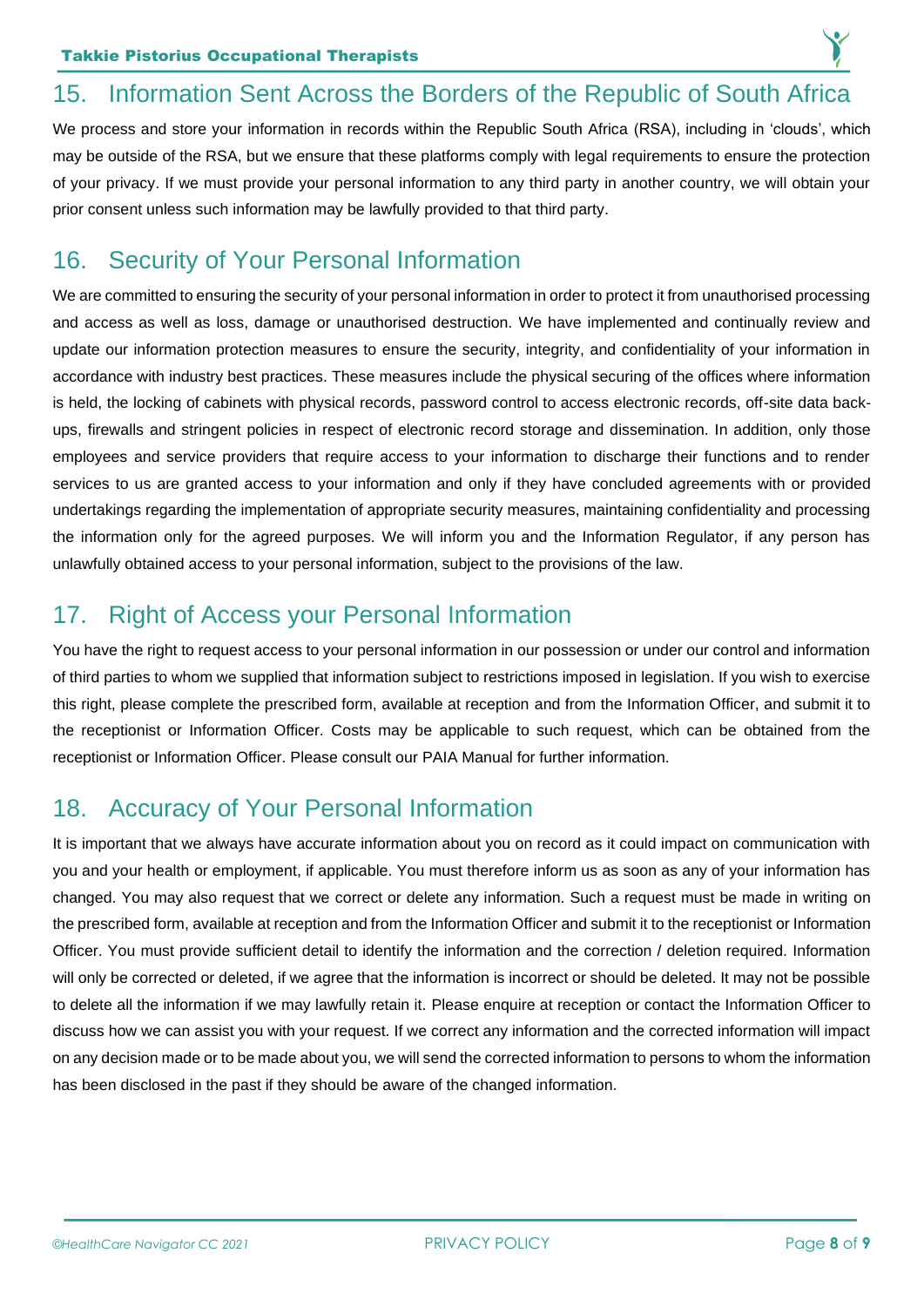## 15. Information Sent Across the Borders of the Republic of South Africa

We process and store your information in records within the Republic South Africa (RSA), including in 'clouds', which may be outside of the RSA, but we ensure that these platforms comply with legal requirements to ensure the protection of your privacy. If we must provide your personal information to any third party in another country, we will obtain your prior consent unless such information may be lawfully provided to that third party.

## 16. Security of Your Personal Information

We are committed to ensuring the security of your personal information in order to protect it from unauthorised processing and access as well as loss, damage or unauthorised destruction. We have implemented and continually review and update our information protection measures to ensure the security, integrity, and confidentiality of your information in accordance with industry best practices. These measures include the physical securing of the offices where information is held, the locking of cabinets with physical records, password control to access electronic records, off-site data back-ups, firewalls and stringent policies in respect of electronic record storage and dissemination. In addition, only those employees and service providers that require access to your information to discharge their functions and to render services to us are granted access to your information and only if they have concluded agreements with or provided undertakings regarding the implementation of appropriate security measures, maintaining confidentiality and processing the information only for the agreed purposes. We will inform you and the Information Regulator, if any person has unlawfully obtained access to your personal information, subject to the provisions of the law.

## 17. Right of Access your Personal Information

You have the right to request access to your personal information in our possession or under our control and information of third parties to whom we supplied that information subject to restrictions imposed in legislation. If you wish to exercise this right, please complete the prescribed form, available at reception and from the Information Officer, and submit it to the receptionist or Information Officer. Costs may be applicable to such request, which can be obtained from the receptionist or Information Officer. Please consult our PAIA Manual for further information.

## 18. Accuracy of Your Personal Information

It is important that we always have accurate information about you on record as it could impact on communication with you and your health or employment, if applicable. You must therefore inform us as soon as any of your information has changed. You may also request that we correct or delete any information. Such a request must be made in writing on the prescribed form, available at reception and from the Information Officer and submit it to the receptionist or Information Officer. You must provide sufficient detail to identify the information and the correction / deletion required. Information will only be corrected or deleted, if we agree that the information is incorrect or should be deleted. It may not be possible to delete all the information if we may lawfully retain it. Please enquire at reception or contact the Information Officer to discuss how we can assist you with your request. If we correct any information and the corrected information will impact on any decision made or to be made about you, we will send the corrected information to persons to whom the information has been disclosed in the past if they should be aware of the changed information.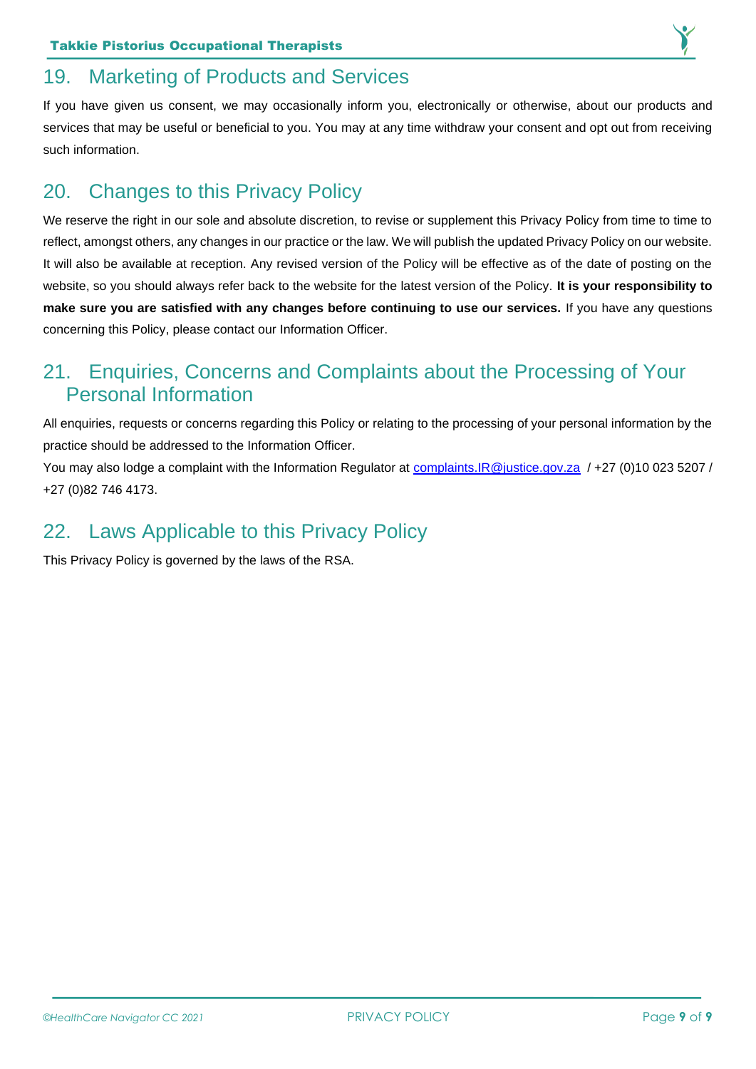## 19. Marketing of Products and Services

If you have given us consent, we may occasionally inform you, electronically or otherwise, about our products and services that may be useful or beneficial to you. You may at any time withdraw your consent and opt out from receiving such information.

## 20. Changes to this Privacy Policy

We reserve the right in our sole and absolute discretion, to revise or supplement this Privacy Policy from time to time to reflect, amongst others, any changes in our practice or the law. We will publish the updated Privacy Policy on our website. It will also be available at reception. Any revised version of the Policy will be effective as of the date of posting on the website, so you should always refer back to the website for the latest version of the Policy. **It is your responsibility to make sure you are satisfied with any changes before continuing to use our services.** If you have any questions concerning this Policy, please contact our Information Officer.

## 21. Enquiries, Concerns and Complaints about the Processing of Your Personal Information

All enquiries, requests or concerns regarding this Policy or relating to the processing of your personal information by the practice should be addressed to the Information Officer.

You may also lodge a complaint with the Information Regulator at complaints.IR@justice.gov.za / +27 (0)10 023 5207 / +27 (0)82 746 4173.

## 22. Laws Applicable to this Privacy Policy

This Privacy Policy is governed by the laws of the RSA.